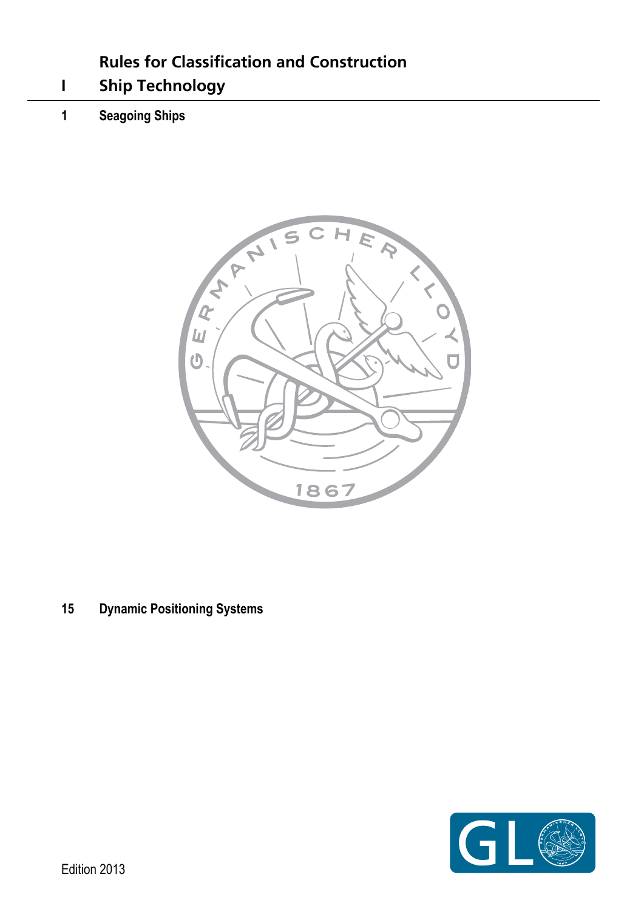# Rules for Classification and Construction

# I Ship Technology

## 1 Seagoing Ships

## 15 Dynamic Positioning Systems

Edition 2013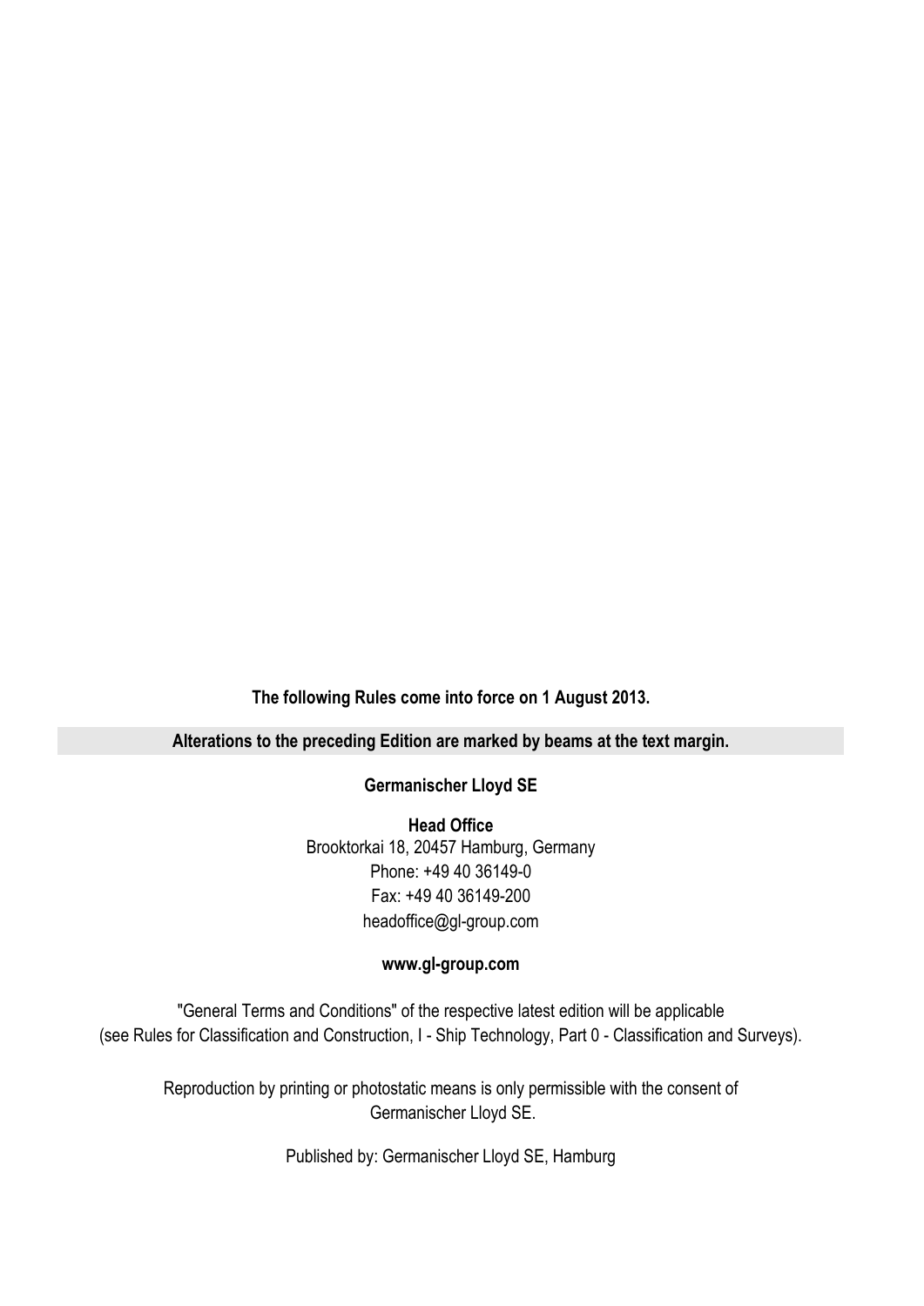**The following Rules come into force on 1 August 2013.**

**Alterations to the preceding Edition are marked by beams at the text margin.**

**Germanischer Lloyd SE**

**Head Office**
Brooktorkai 18, 20457 Hamburg, Germany
Phone: +49 40 36149-0
Fax: +49 40 36149-200
headoffice@gl-group.com

**www.gl-group.com**

"General Terms and Conditions" of the respective latest edition will be applicable
(see Rules for Classification and Construction, I - Ship Technology, Part 0 - Classification and Surveys).

Reproduction by printing or photostatic means is only permissible with the consent of
Germanischer Lloyd SE.

Published by: Germanischer Lloyd SE, Hamburg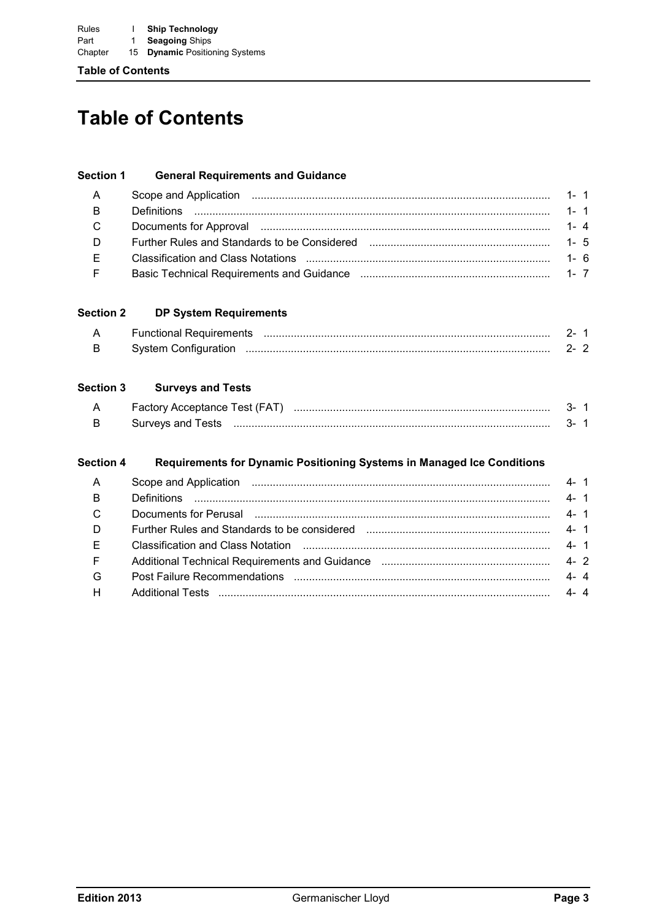# Table of Contents

## Section 1 General Requirements and Guidance

| | | |
|---|---|---|
| A | Scope and Application | 1- 1 |
| B | Definitions | 1- 1 |
| C | Documents for Approval | 1- 4 |
| D | Further Rules and Standards to be Considered | 1- 5 |
| E | Classification and Class Notations | 1- 6 |
| F | Basic Technical Requirements and Guidance | 1- 7 |

## Section 2 DP System Requirements

| | | |
|---|---|---|
| A | Functional Requirements | 2- 1 |
| B | System Configuration | 2- 2 |

## Section 3 Surveys and Tests

| | | |
|---|---|---|
| A | Factory Acceptance Test (FAT) | 3- 1 |
| B | Surveys and Tests | 3- 1 |

## Section 4 Requirements for Dynamic Positioning Systems in Managed Ice Conditions

| | | |
|---|---|---|
| A | Scope and Application | 4- 1 |
| B | Definitions | 4- 1 |
| C | Documents for Perusal | 4- 1 |
| D | Further Rules and Standards to be considered | 4- 1 |
| E | Classification and Class Notation | 4- 1 |
| F | Additional Technical Requirements and Guidance | 4- 2 |
| G | Post Failure Recommendations | 4- 4 |
| H | Additional Tests | 4- 4 |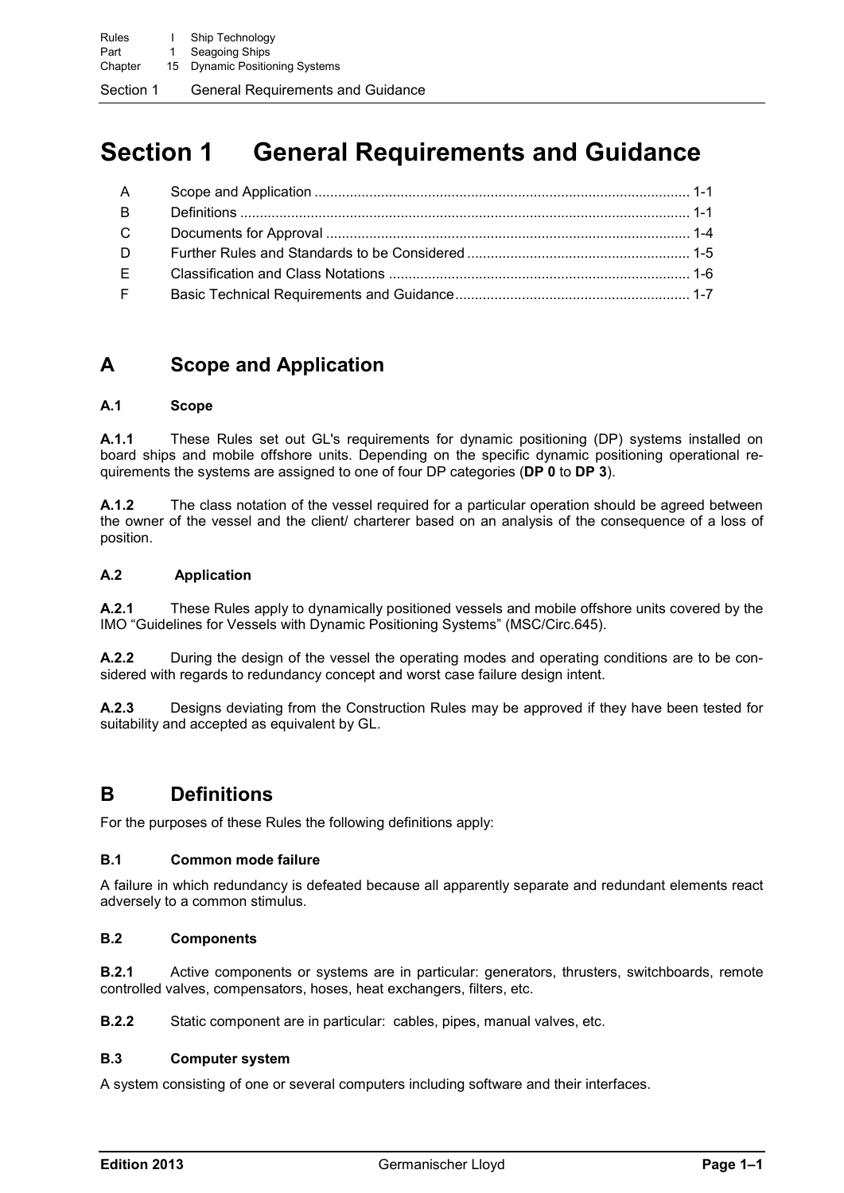# Section 1 General Requirements and Guidance

| | | |
|---|---|---|
| A | Scope and Application | 1-1 |
| B | Definitions | 1-1 |
| C | Documents for Approval | 1-4 |
| D | Further Rules and Standards to be Considered | 1-5 |
| E | Classification and Class Notations | 1-6 |
| F | Basic Technical Requirements and Guidance | 1-7 |

## A Scope and Application

### A.1 Scope

**A.1.1** These Rules set out GL's requirements for dynamic positioning (DP) systems installed on board ships and mobile offshore units. Depending on the specific dynamic positioning operational requirements the systems are assigned to one of four DP categories (**DP 0** to **DP 3**).

**A.1.2** The class notation of the vessel required for a particular operation should be agreed between the owner of the vessel and the client/ charterer based on an analysis of the consequence of a loss of position.

### A.2 Application

**A.2.1** These Rules apply to dynamically positioned vessels and mobile offshore units covered by the IMO "Guidelines for Vessels with Dynamic Positioning Systems" (MSC/Circ.645).

**A.2.2** During the design of the vessel the operating modes and operating conditions are to be considered with regards to redundancy concept and worst case failure design intent.

**A.2.3** Designs deviating from the Construction Rules may be approved if they have been tested for suitability and accepted as equivalent by GL.

## B Definitions

For the purposes of these Rules the following definitions apply:

### B.1 Common mode failure

A failure in which redundancy is defeated because all apparently separate and redundant elements react adversely to a common stimulus.

### B.2 Components

**B.2.1** Active components or systems are in particular: generators, thrusters, switchboards, remote controlled valves, compensators, hoses, heat exchangers, filters, etc.

**B.2.2** Static component are in particular: cables, pipes, manual valves, etc.

### B.3 Computer system

A system consisting of one or several computers including software and their interfaces.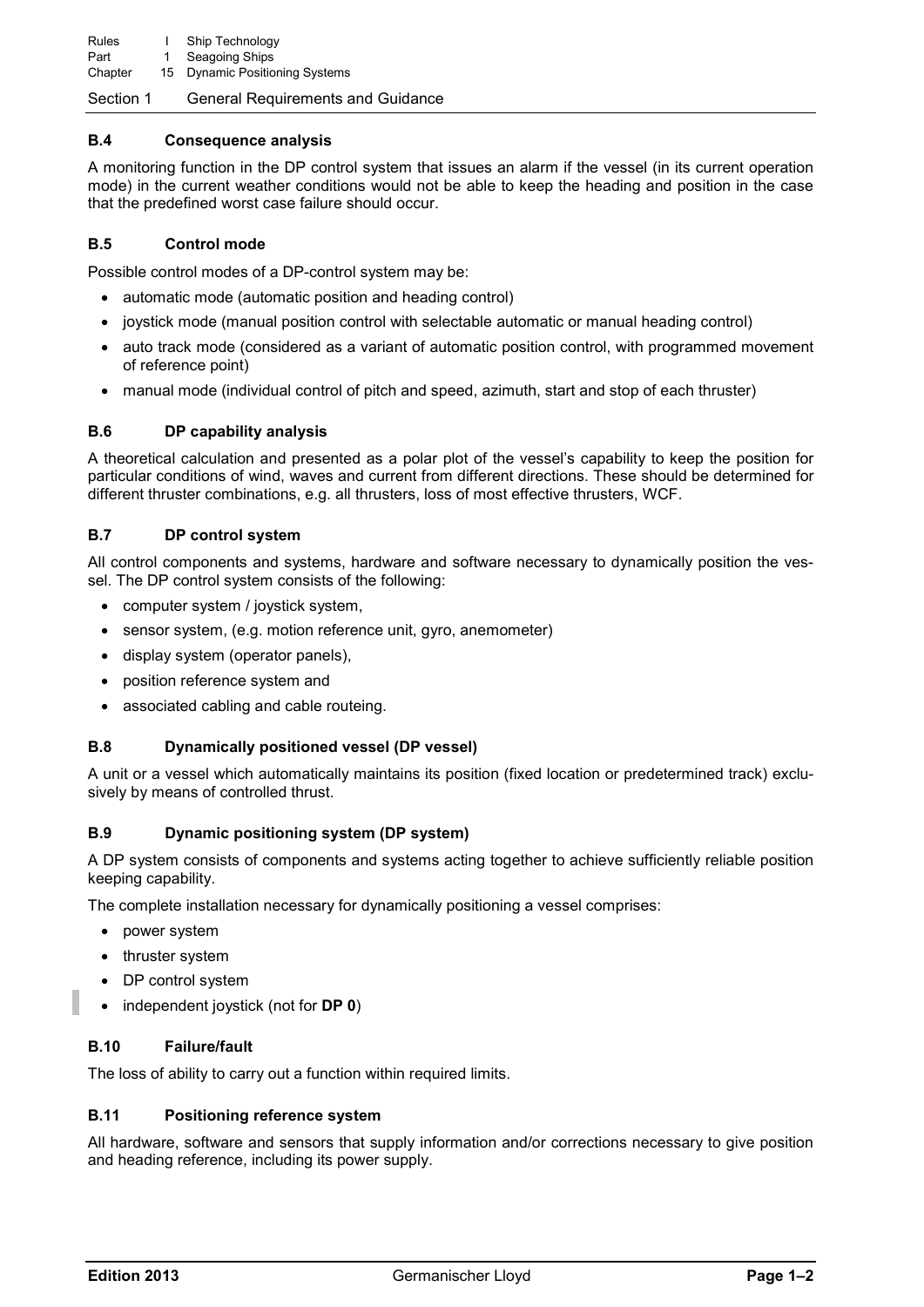### B.4 Consequence analysis

A monitoring function in the DP control system that issues an alarm if the vessel (in its current operation mode) in the current weather conditions would not be able to keep the heading and position in the case that the predefined worst case failure should occur.

### B.5 Control mode

Possible control modes of a DP-control system may be:

- automatic mode (automatic position and heading control)
- joystick mode (manual position control with selectable automatic or manual heading control)
- auto track mode (considered as a variant of automatic position control, with programmed movement of reference point)
- manual mode (individual control of pitch and speed, azimuth, start and stop of each thruster)

### B.6 DP capability analysis

A theoretical calculation and presented as a polar plot of the vessel's capability to keep the position for particular conditions of wind, waves and current from different directions. These should be determined for different thruster combinations, e.g. all thrusters, loss of most effective thrusters, WCF.

### B.7 DP control system

All control components and systems, hardware and software necessary to dynamically position the vessel. The DP control system consists of the following:

- computer system / joystick system,
- sensor system, (e.g. motion reference unit, gyro, anemometer)
- display system (operator panels),
- position reference system and
- associated cabling and cable routeing.

### B.8 Dynamically positioned vessel (DP vessel)

A unit or a vessel which automatically maintains its position (fixed location or predetermined track) exclusively by means of controlled thrust.

### B.9 Dynamic positioning system (DP system)

A DP system consists of components and systems acting together to achieve sufficiently reliable position keeping capability.

The complete installation necessary for dynamically positioning a vessel comprises:

- power system
- thruster system
- DP control system
- independent joystick (not for **DP 0**)

### B.10 Failure/fault

The loss of ability to carry out a function within required limits.

### B.11 Positioning reference system

All hardware, software and sensors that supply information and/or corrections necessary to give position and heading reference, including its power supply.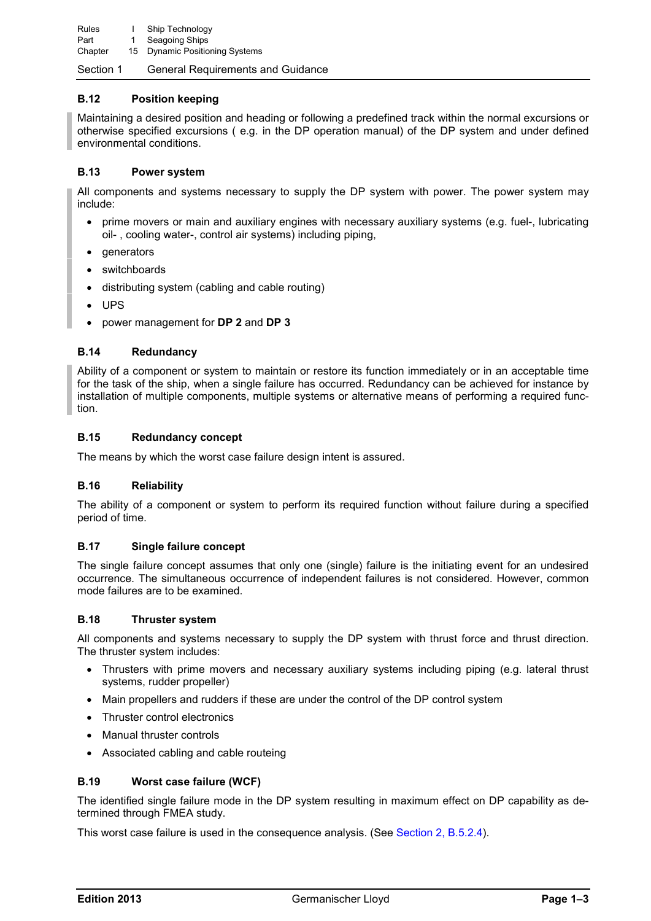### B.12 Position keeping

Maintaining a desired position and heading or following a predefined track within the normal excursions or otherwise specified excursions ( e.g. in the DP operation manual) of the DP system and under defined environmental conditions.

### B.13 Power system

All components and systems necessary to supply the DP system with power. The power system may include:

- prime movers or main and auxiliary engines with necessary auxiliary systems (e.g. fuel-, lubricating oil- , cooling water-, control air systems) including piping,
- generators
- switchboards
- distributing system (cabling and cable routing)
- UPS
- power management for **DP 2** and **DP 3**

### B.14 Redundancy

Ability of a component or system to maintain or restore its function immediately or in an acceptable time for the task of the ship, when a single failure has occurred. Redundancy can be achieved for instance by installation of multiple components, multiple systems or alternative means of performing a required function.

### B.15 Redundancy concept

The means by which the worst case failure design intent is assured.

### B.16 Reliability

The ability of a component or system to perform its required function without failure during a specified period of time.

### B.17 Single failure concept

The single failure concept assumes that only one (single) failure is the initiating event for an undesired occurrence. The simultaneous occurrence of independent failures is not considered. However, common mode failures are to be examined.

### B.18 Thruster system

All components and systems necessary to supply the DP system with thrust force and thrust direction. The thruster system includes:

- Thrusters with prime movers and necessary auxiliary systems including piping (e.g. lateral thrust systems, rudder propeller)
- Main propellers and rudders if these are under the control of the DP control system
- Thruster control electronics
- Manual thruster controls
- Associated cabling and cable routeing

### B.19 Worst case failure (WCF)

The identified single failure mode in the DP system resulting in maximum effect on DP capability as determined through FMEA study.

This worst case failure is used in the consequence analysis. (See Section 2, B.5.2.4).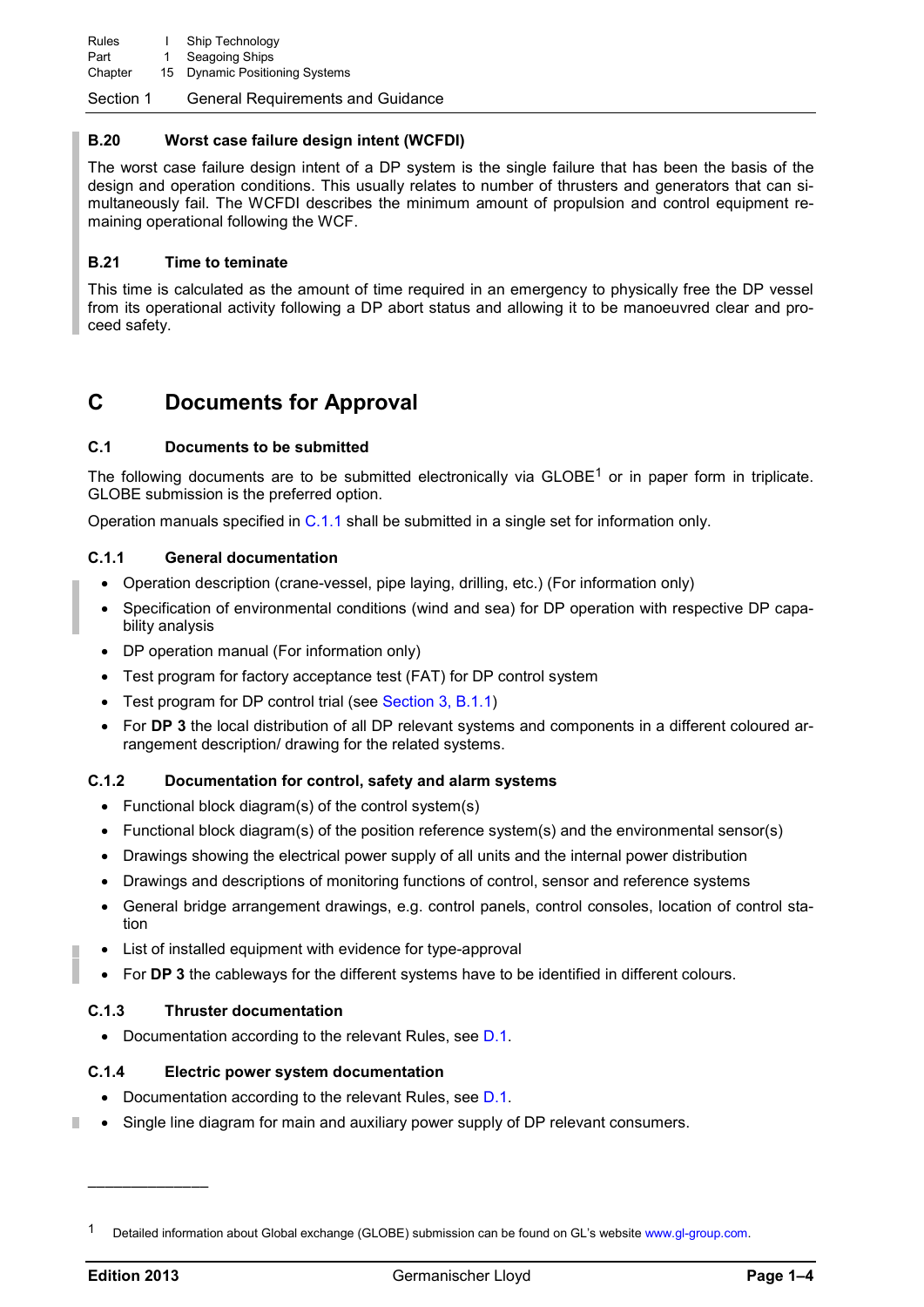### B.20 Worst case failure design intent (WCFDI)

The worst case failure design intent of a DP system is the single failure that has been the basis of the design and operation conditions. This usually relates to number of thrusters and generators that can simultaneously fail. The WCFDI describes the minimum amount of propulsion and control equipment remaining operational following the WCF.

### B.21 Time to teminate

This time is calculated as the amount of time required in an emergency to physically free the DP vessel from its operational activity following a DP abort status and allowing it to be manoeuvred clear and proceed safety.

## C Documents for Approval

### C.1 Documents to be submitted

The following documents are to be submitted electronically via GLOBE[1] or in paper form in triplicate. GLOBE submission is the preferred option.

Operation manuals specified in C.1.1 shall be submitted in a single set for information only.

#### C.1.1 General documentation

- Operation description (crane-vessel, pipe laying, drilling, etc.) (For information only)
- Specification of environmental conditions (wind and sea) for DP operation with respective DP capability analysis
- DP operation manual (For information only)
- Test program for factory acceptance test (FAT) for DP control system
- Test program for DP control trial (see Section 3, B.1.1)
- For **DP 3** the local distribution of all DP relevant systems and components in a different coloured arrangement description/ drawing for the related systems.

#### C.1.2 Documentation for control, safety and alarm systems

- Functional block diagram(s) of the control system(s)
- Functional block diagram(s) of the position reference system(s) and the environmental sensor(s)
- Drawings showing the electrical power supply of all units and the internal power distribution
- Drawings and descriptions of monitoring functions of control, sensor and reference systems
- General bridge arrangement drawings, e.g. control panels, control consoles, location of control station
- List of installed equipment with evidence for type-approval
- For **DP 3** the cableways for the different systems have to be identified in different colours.

#### C.1.3 Thruster documentation

- Documentation according to the relevant Rules, see D.1.

#### C.1.4 Electric power system documentation

- Documentation according to the relevant Rules, see D.1.
- Single line diagram for main and auxiliary power supply of DP relevant consumers.

---

[1] Detailed information about Global exchange (GLOBE) submission can be found on GL's website www.gl-group.com.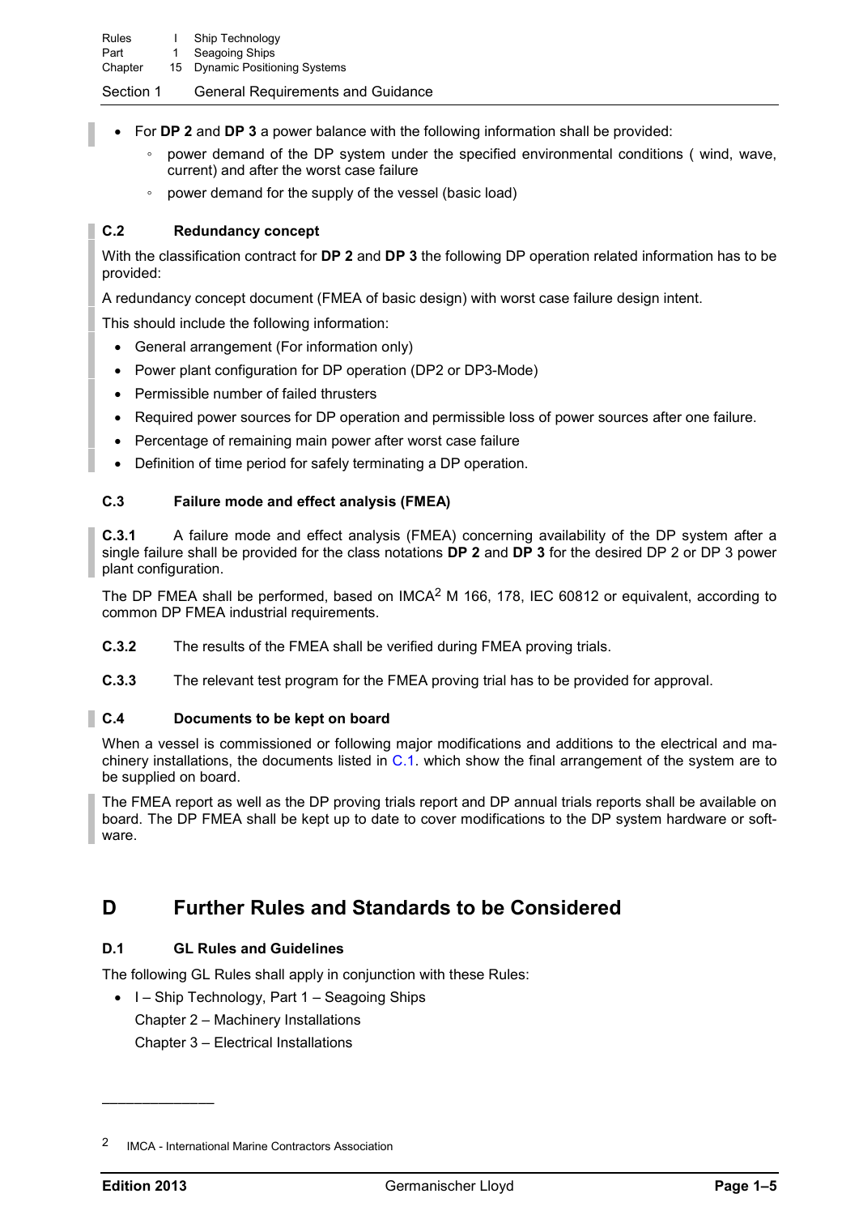- For **DP 2** and **DP 3** a power balance with the following information shall be provided:
  - power demand of the DP system under the specified environmental conditions ( wind, wave, current) and after the worst case failure
  - power demand for the supply of the vessel (basic load)

### C.2 Redundancy concept

With the classification contract for **DP 2** and **DP 3** the following DP operation related information has to be provided:

A redundancy concept document (FMEA of basic design) with worst case failure design intent.

This should include the following information:

- General arrangement (For information only)
- Power plant configuration for DP operation (DP2 or DP3-Mode)
- Permissible number of failed thrusters
- Required power sources for DP operation and permissible loss of power sources after one failure.
- Percentage of remaining main power after worst case failure
- Definition of time period for safely terminating a DP operation.

### C.3 Failure mode and effect analysis (FMEA)

**C.3.1** A failure mode and effect analysis (FMEA) concerning availability of the DP system after a single failure shall be provided for the class notations **DP 2** and **DP 3** for the desired DP 2 or DP 3 power plant configuration.

The DP FMEA shall be performed, based on IMCA[2] M 166, 178, IEC 60812 or equivalent, according to common DP FMEA industrial requirements.

**C.3.2** The results of the FMEA shall be verified during FMEA proving trials.

**C.3.3** The relevant test program for the FMEA proving trial has to be provided for approval.

### C.4 Documents to be kept on board

When a vessel is commissioned or following major modifications and additions to the electrical and machinery installations, the documents listed in C.1. which show the final arrangement of the system are to be supplied on board.

The FMEA report as well as the DP proving trials report and DP annual trials reports shall be available on board. The DP FMEA shall be kept up to date to cover modifications to the DP system hardware or software.

## D Further Rules and Standards to be Considered

### D.1 GL Rules and Guidelines

The following GL Rules shall apply in conjunction with these Rules:

- I – Ship Technology, Part 1 – Seagoing Ships
  Chapter 2 – Machinery Installations
  Chapter 3 – Electrical Installations

---

[2] IMCA - International Marine Contractors Association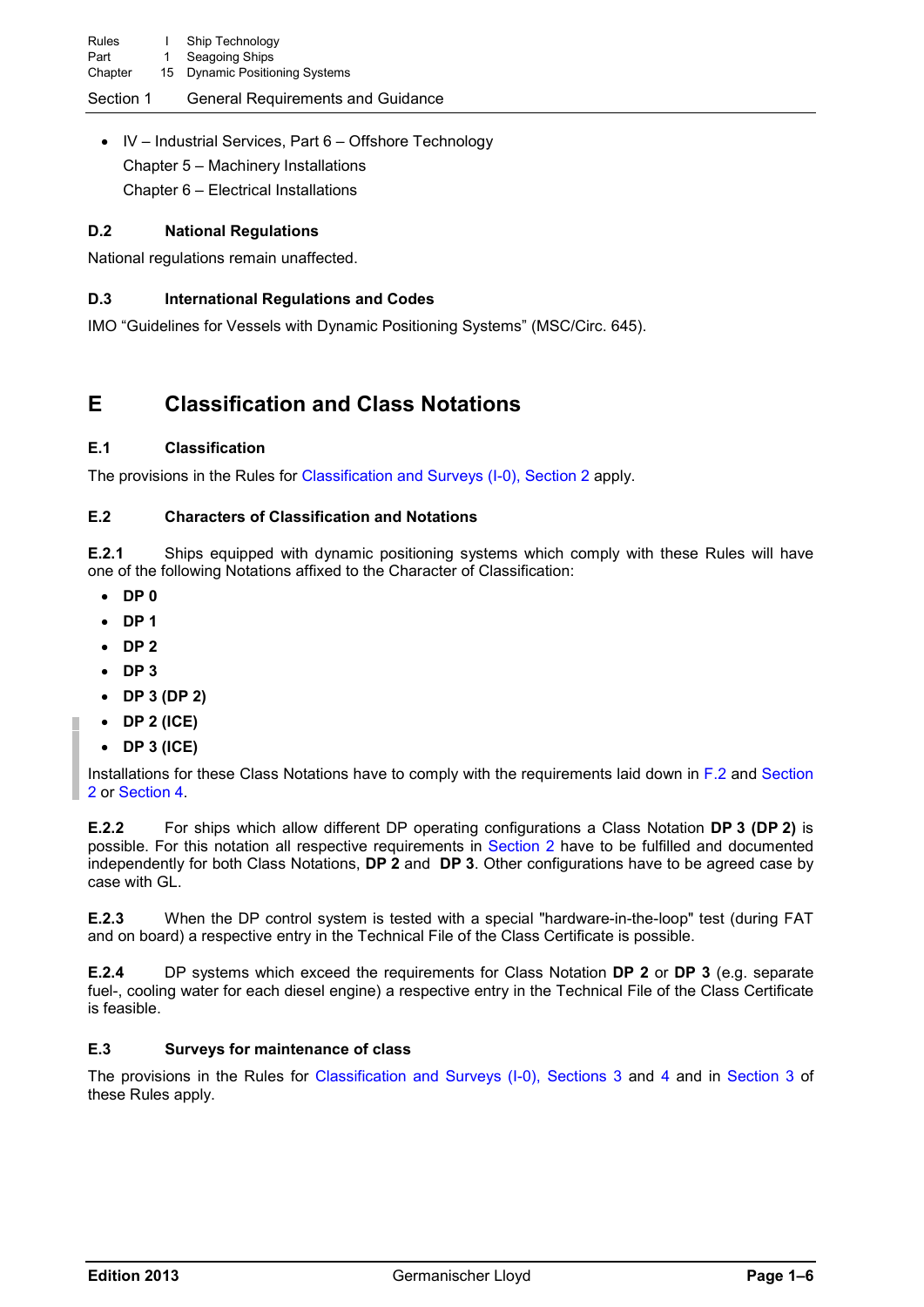- IV – Industrial Services, Part 6 – Offshore Technology
  Chapter 5 – Machinery Installations
  Chapter 6 – Electrical Installations

### D.2 National Regulations

National regulations remain unaffected.

### D.3 International Regulations and Codes

IMO "Guidelines for Vessels with Dynamic Positioning Systems" (MSC/Circ. 645).

## E Classification and Class Notations

### E.1 Classification

The provisions in the Rules for Classification and Surveys (I-0), Section 2 apply.

### E.2 Characters of Classification and Notations

**E.2.1** Ships equipped with dynamic positioning systems which comply with these Rules will have one of the following Notations affixed to the Character of Classification:

- **DP 0**
- **DP 1**
- **DP 2**
- **DP 3**
- **DP 3 (DP 2)**
- **DP 2 (ICE)**
- **DP 3 (ICE)**

Installations for these Class Notations have to comply with the requirements laid down in F.2 and Section 2 or Section 4.

**E.2.2** For ships which allow different DP operating configurations a Class Notation **DP 3 (DP 2)** is possible. For this notation all respective requirements in Section 2 have to be fulfilled and documented independently for both Class Notations, **DP 2** and **DP 3**. Other configurations have to be agreed case by case with GL.

**E.2.3** When the DP control system is tested with a special "hardware-in-the-loop" test (during FAT and on board) a respective entry in the Technical File of the Class Certificate is possible.

**E.2.4** DP systems which exceed the requirements for Class Notation **DP 2** or **DP 3** (e.g. separate fuel-, cooling water for each diesel engine) a respective entry in the Technical File of the Class Certificate is feasible.

### E.3 Surveys for maintenance of class

The provisions in the Rules for Classification and Surveys (I-0), Sections 3 and 4 and in Section 3 of these Rules apply.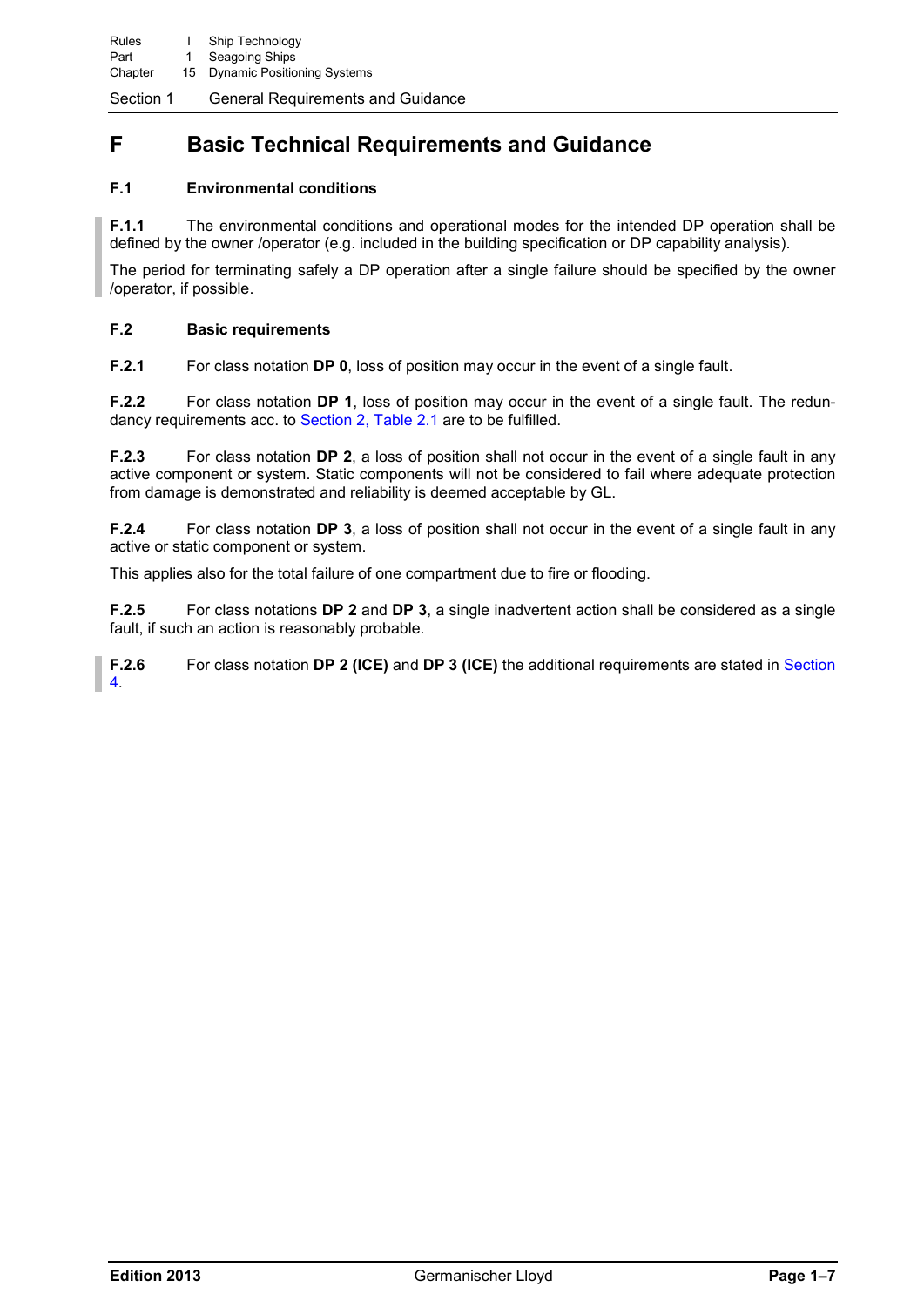# F Basic Technical Requirements and Guidance

## F.1 Environmental conditions

**F.1.1** The environmental conditions and operational modes for the intended DP operation shall be defined by the owner /operator (e.g. included in the building specification or DP capability analysis).

The period for terminating safely a DP operation after a single failure should be specified by the owner /operator, if possible.

## F.2 Basic requirements

**F.2.1** For class notation **DP 0**, loss of position may occur in the event of a single fault.

**F.2.2** For class notation **DP 1**, loss of position may occur in the event of a single fault. The redundancy requirements acc. to Section 2, Table 2.1 are to be fulfilled.

**F.2.3** For class notation **DP 2**, a loss of position shall not occur in the event of a single fault in any active component or system. Static components will not be considered to fail where adequate protection from damage is demonstrated and reliability is deemed acceptable by GL.

**F.2.4** For class notation **DP 3**, a loss of position shall not occur in the event of a single fault in any active or static component or system.

This applies also for the total failure of one compartment due to fire or flooding.

**F.2.5** For class notations **DP 2** and **DP 3**, a single inadvertent action shall be considered as a single fault, if such an action is reasonably probable.

**F.2.6** For class notation **DP 2 (ICE)** and **DP 3 (ICE)** the additional requirements are stated in Section 4.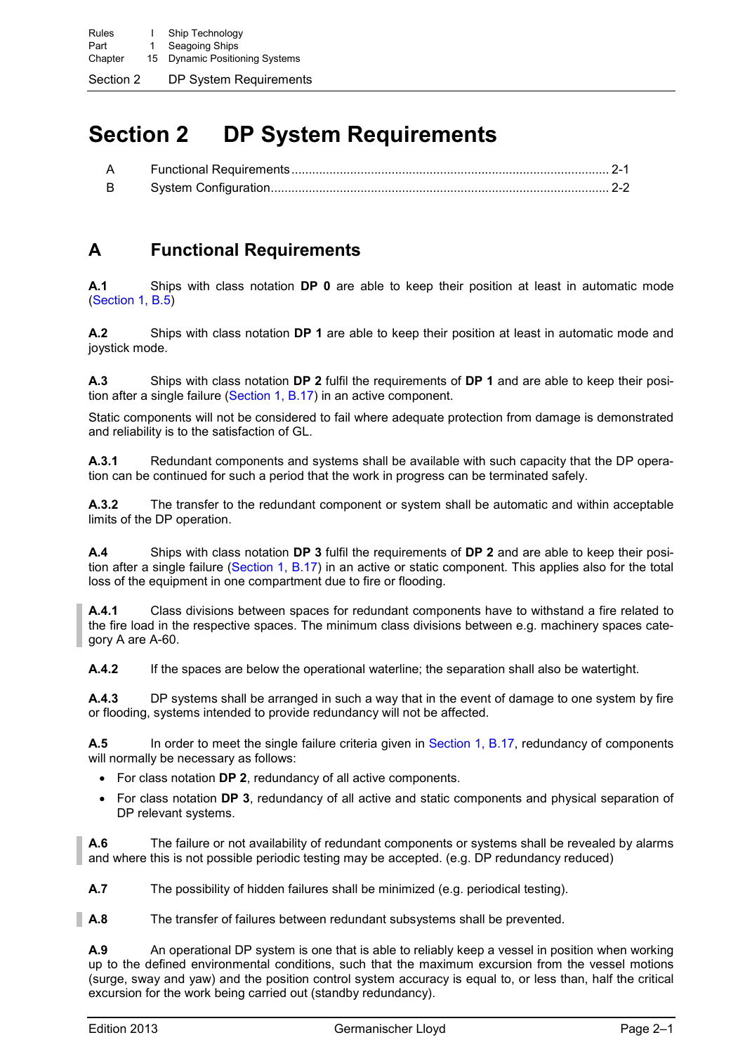# Section 2 DP System Requirements

| | | |
|---|---|---|
| A | Functional Requirements | 2-1 |
| B | System Configuration | 2-2 |

## A Functional Requirements

**A.1** Ships with class notation **DP 0** are able to keep their position at least in automatic mode (Section 1, B.5)

**A.2** Ships with class notation **DP 1** are able to keep their position at least in automatic mode and joystick mode.

**A.3** Ships with class notation **DP 2** fulfil the requirements of **DP 1** and are able to keep their position after a single failure (Section 1, B.17) in an active component.

Static components will not be considered to fail where adequate protection from damage is demonstrated and reliability is to the satisfaction of GL.

**A.3.1** Redundant components and systems shall be available with such capacity that the DP operation can be continued for such a period that the work in progress can be terminated safely.

**A.3.2** The transfer to the redundant component or system shall be automatic and within acceptable limits of the DP operation.

**A.4** Ships with class notation **DP 3** fulfil the requirements of **DP 2** and are able to keep their position after a single failure (Section 1, B.17) in an active or static component. This applies also for the total loss of the equipment in one compartment due to fire or flooding.

**A.4.1** Class divisions between spaces for redundant components have to withstand a fire related to the fire load in the respective spaces. The minimum class divisions between e.g. machinery spaces category A are A-60.

**A.4.2** If the spaces are below the operational waterline; the separation shall also be watertight.

**A.4.3** DP systems shall be arranged in such a way that in the event of damage to one system by fire or flooding, systems intended to provide redundancy will not be affected.

**A.5** In order to meet the single failure criteria given in Section 1, B.17, redundancy of components will normally be necessary as follows:

- For class notation **DP 2**, redundancy of all active components.
- For class notation **DP 3**, redundancy of all active and static components and physical separation of DP relevant systems.

**A.6** The failure or not availability of redundant components or systems shall be revealed by alarms and where this is not possible periodic testing may be accepted. (e.g. DP redundancy reduced)

**A.7** The possibility of hidden failures shall be minimized (e.g. periodical testing).

**A.8** The transfer of failures between redundant subsystems shall be prevented.

**A.9** An operational DP system is one that is able to reliably keep a vessel in position when working up to the defined environmental conditions, such that the maximum excursion from the vessel motions (surge, sway and yaw) and the position control system accuracy is equal to, or less than, half the critical excursion for the work being carried out (standby redundancy).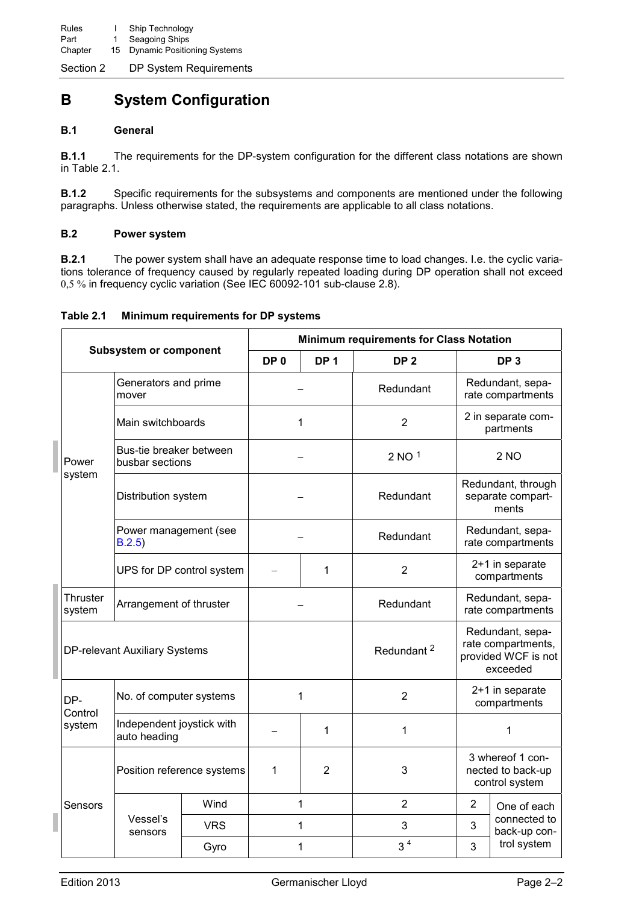## B System Configuration

### B.1 General

**B.1.1** The requirements for the DP-system configuration for the different class notations are shown in Table 2.1.

**B.1.2** Specific requirements for the subsystems and components are mentioned under the following paragraphs. Unless otherwise stated, the requirements are applicable to all class notations.

### B.2 Power system

**B.2.1** The power system shall have an adequate response time to load changes. I.e. the cyclic variations tolerance of frequency caused by regularly repeated loading during DP operation shall not exceed 0,5 % in frequency cyclic variation (See IEC 60092-101 sub-clause 2.8).

**Table 2.1 Minimum requirements for DP systems**

| Subsystem or component | | | Minimum requirements for Class Notation | | | | |
|---|---|---|---|---|---|---|---|
| | | | DP 0 | DP 1 | DP 2 | DP 3 | |
| Power system | Generators and prime mover | | – | | Redundant | Redundant, separate compartments | |
| | Main switchboards | | 1 | | 2 | 2 in separate compartments | |
| | Bus-tie breaker between busbar sections | | – | | 2 NO [1] | 2 NO | |
| | Distribution system | | – | | Redundant | Redundant, through separate compartments | |
| | Power management (see B.2.5) | | – | | Redundant | Redundant, separate compartments | |
| | UPS for DP control system | | – | 1 | 2 | 2+1 in separate compartments | |
| Thruster system | Arrangement of thruster | | – | | Redundant | Redundant, separate compartments | |
| DP-relevant Auxiliary Systems | | | | | Redundant [2] | Redundant, separate compartments, provided WCF is not exceeded | |
| DP-Control system | No. of computer systems | | 1 | | 2 | 2+1 in separate compartments | |
| | Independent joystick with auto heading | | – | 1 | 1 | 1 | |
| Sensors | Position reference systems | | 1 | 2 | 3 | 3 whereof 1 connected to back-up control system | |
| | Vessel's sensors | Wind | 1 | | 2 | 2 | One of each connected to back-up control system |
| | | VRS | 1 | | 3 | 3 | |
| | | Gyro | 1 | | 3 [4] | 3 | |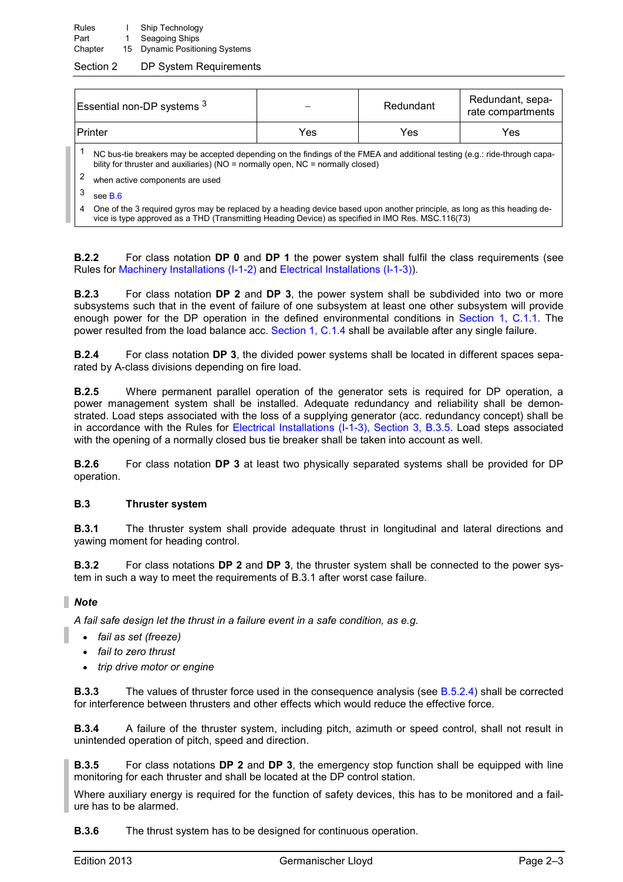| Essential non-DP systems [3] | – | Redundant | Redundant, separate compartments |
|---|---|---|---|
| Printer | Yes | Yes | Yes |

[1] NC bus-tie breakers may be accepted depending on the findings of the FMEA and additional testing (e.g.: ride-through capability for thruster and auxiliaries) (NO = normally open, NC = normally closed)

[2] when active components are used

[3] see B.6

[4] One of the 3 required gyros may be replaced by a heading device based upon another principle, as long as this heading device is type approved as a THD (Transmitting Heading Device) as specified in IMO Res. MSC.116(73)

**B.2.2** For class notation **DP 0** and **DP 1** the power system shall fulfil the class requirements (see Rules for Machinery Installations (I-1-2) and Electrical Installations (I-1-3)).

**B.2.3** For class notation **DP 2** and **DP 3**, the power system shall be subdivided into two or more subsystems such that in the event of failure of one subsystem at least one other subsystem will provide enough power for the DP operation in the defined environmental conditions in Section 1, C.1.1. The power resulted from the load balance acc. Section 1, C.1.4 shall be available after any single failure.

**B.2.4** For class notation **DP 3**, the divided power systems shall be located in different spaces separated by A-class divisions depending on fire load.

**B.2.5** Where permanent parallel operation of the generator sets is required for DP operation, a power management system shall be installed. Adequate redundancy and reliability shall be demonstrated. Load steps associated with the loss of a supplying generator (acc. redundancy concept) shall be in accordance with the Rules for Electrical Installations (I-1-3), Section 3, B.3.5. Load steps associated with the opening of a normally closed bus tie breaker shall be taken into account as well.

**B.2.6** For class notation **DP 3** at least two physically separated systems shall be provided for DP operation.

### B.3 Thruster system

**B.3.1** The thruster system shall provide adequate thrust in longitudinal and lateral directions and yawing moment for heading control.

**B.3.2** For class notations **DP 2** and **DP 3**, the thruster system shall be connected to the power system in such a way to meet the requirements of B.3.1 after worst case failure.

***Note***

*A fail safe design let the thrust in a failure event in a safe condition, as e.g.*

- *fail as set (freeze)*
- *fail to zero thrust*
- *trip drive motor or engine*

**B.3.3** The values of thruster force used in the consequence analysis (see B.5.2.4) shall be corrected for interference between thrusters and other effects which would reduce the effective force.

**B.3.4** A failure of the thruster system, including pitch, azimuth or speed control, shall not result in unintended operation of pitch, speed and direction.

**B.3.5** For class notations **DP 2** and **DP 3**, the emergency stop function shall be equipped with line monitoring for each thruster and shall be located at the DP control station.

Where auxiliary energy is required for the function of safety devices, this has to be monitored and a failure has to be alarmed.

**B.3.6** The thrust system has to be designed for continuous operation.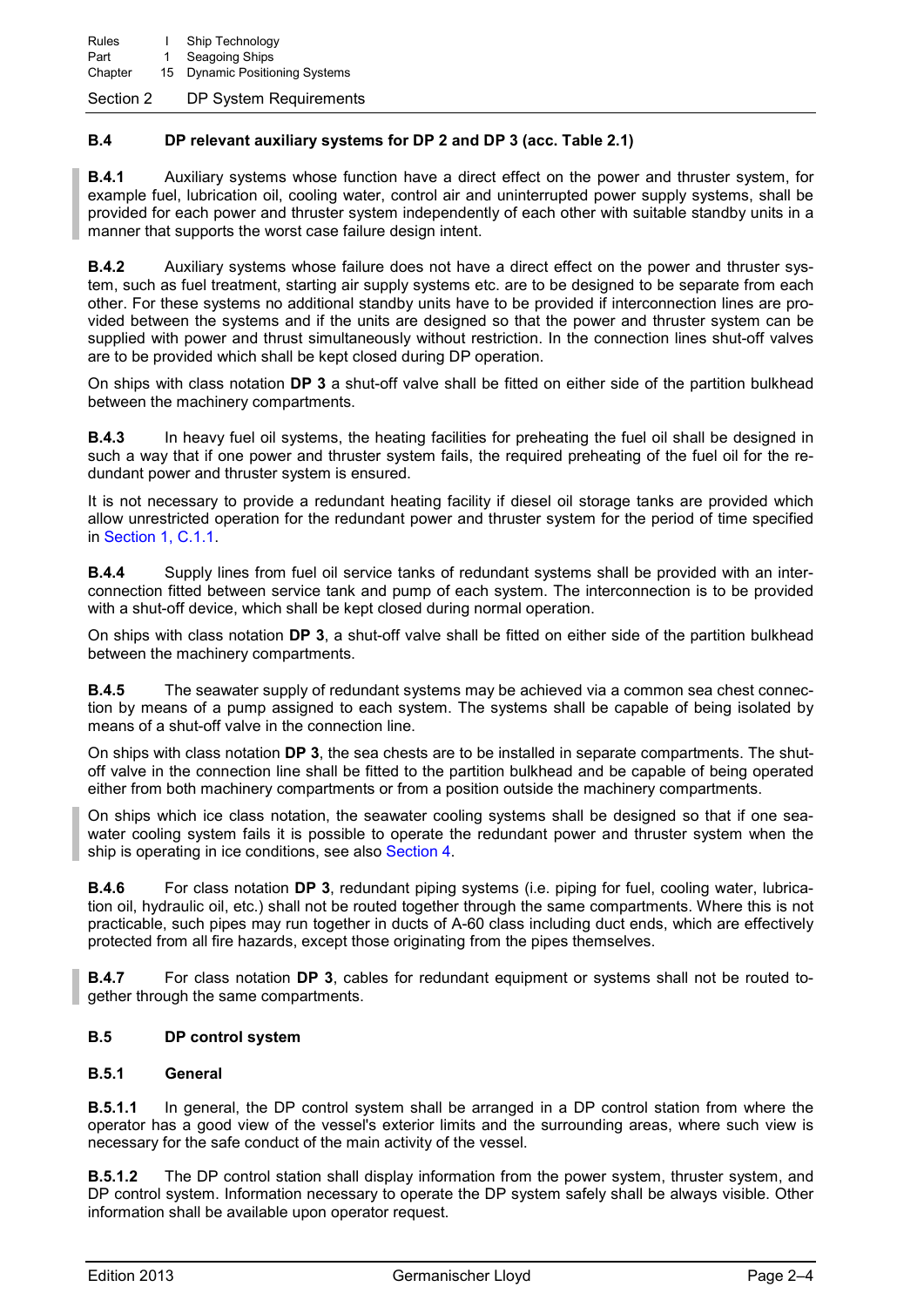### B.4 DP relevant auxiliary systems for DP 2 and DP 3 (acc. Table 2.1)

**B.4.1** Auxiliary systems whose function have a direct effect on the power and thruster system, for example fuel, lubrication oil, cooling water, control air and uninterrupted power supply systems, shall be provided for each power and thruster system independently of each other with suitable standby units in a manner that supports the worst case failure design intent.

**B.4.2** Auxiliary systems whose failure does not have a direct effect on the power and thruster system, such as fuel treatment, starting air supply systems etc. are to be designed to be separate from each other. For these systems no additional standby units have to be provided if interconnection lines are provided between the systems and if the units are designed so that the power and thruster system can be supplied with power and thrust simultaneously without restriction. In the connection lines shut-off valves are to be provided which shall be kept closed during DP operation.

On ships with class notation **DP 3** a shut-off valve shall be fitted on either side of the partition bulkhead between the machinery compartments.

**B.4.3** In heavy fuel oil systems, the heating facilities for preheating the fuel oil shall be designed in such a way that if one power and thruster system fails, the required preheating of the fuel oil for the redundant power and thruster system is ensured.

It is not necessary to provide a redundant heating facility if diesel oil storage tanks are provided which allow unrestricted operation for the redundant power and thruster system for the period of time specified in Section 1, C.1.1.

**B.4.4** Supply lines from fuel oil service tanks of redundant systems shall be provided with an interconnection fitted between service tank and pump of each system. The interconnection is to be provided with a shut-off device, which shall be kept closed during normal operation.

On ships with class notation **DP 3**, a shut-off valve shall be fitted on either side of the partition bulkhead between the machinery compartments.

**B.4.5** The seawater supply of redundant systems may be achieved via a common sea chest connection by means of a pump assigned to each system. The systems shall be capable of being isolated by means of a shut-off valve in the connection line.

On ships with class notation **DP 3**, the sea chests are to be installed in separate compartments. The shut-off valve in the connection line shall be fitted to the partition bulkhead and be capable of being operated either from both machinery compartments or from a position outside the machinery compartments.

On ships which ice class notation, the seawater cooling systems shall be designed so that if one seawater cooling system fails it is possible to operate the redundant power and thruster system when the ship is operating in ice conditions, see also Section 4.

**B.4.6** For class notation **DP 3**, redundant piping systems (i.e. piping for fuel, cooling water, lubrication oil, hydraulic oil, etc.) shall not be routed together through the same compartments. Where this is not practicable, such pipes may run together in ducts of A-60 class including duct ends, which are effectively protected from all fire hazards, except those originating from the pipes themselves.

**B.4.7** For class notation **DP 3**, cables for redundant equipment or systems shall not be routed together through the same compartments.

### B.5 DP control system

#### B.5.1 General

**B.5.1.1** In general, the DP control system shall be arranged in a DP control station from where the operator has a good view of the vessel's exterior limits and the surrounding areas, where such view is necessary for the safe conduct of the main activity of the vessel.

**B.5.1.2** The DP control station shall display information from the power system, thruster system, and DP control system. Information necessary to operate the DP system safely shall be always visible. Other information shall be available upon operator request.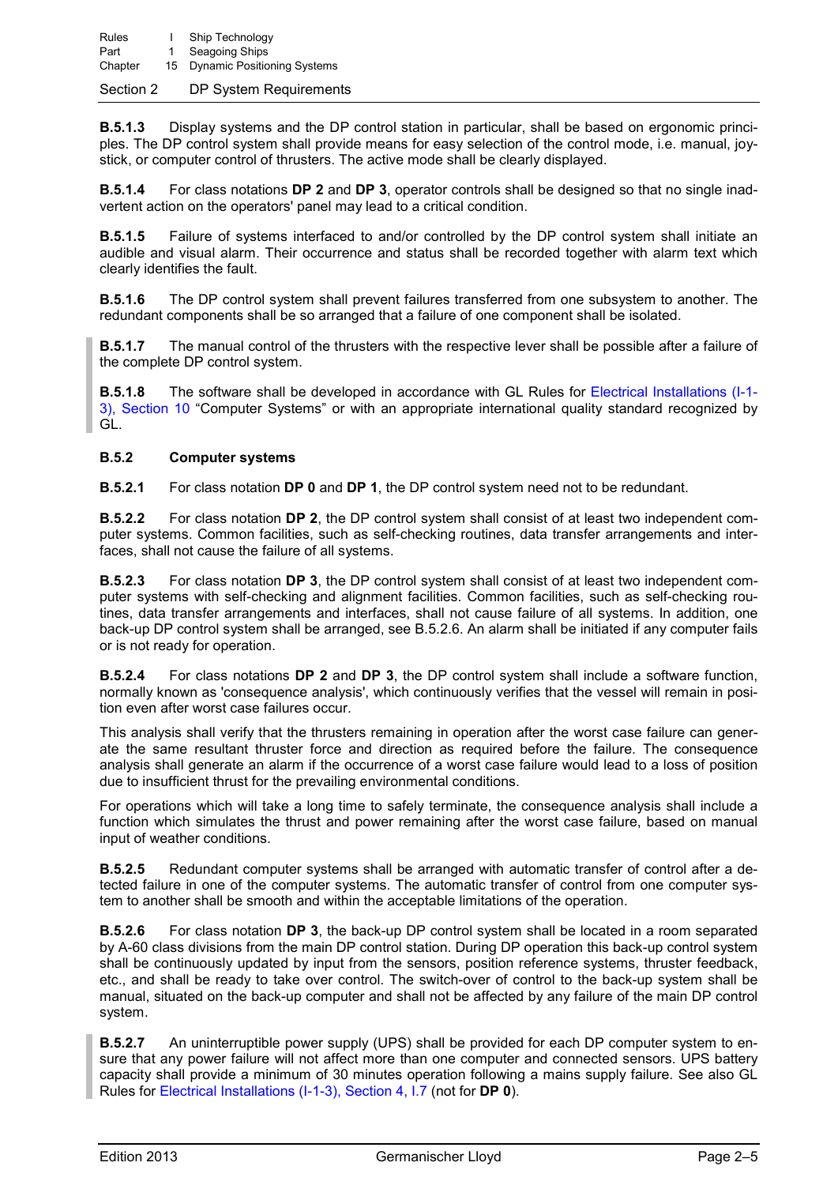**B.5.1.3** Display systems and the DP control station in particular, shall be based on ergonomic principles. The DP control system shall provide means for easy selection of the control mode, i.e. manual, joystick, or computer control of thrusters. The active mode shall be clearly displayed.

**B.5.1.4** For class notations **DP 2** and **DP 3**, operator controls shall be designed so that no single inadvertent action on the operators' panel may lead to a critical condition.

**B.5.1.5** Failure of systems interfaced to and/or controlled by the DP control system shall initiate an audible and visual alarm. Their occurrence and status shall be recorded together with alarm text which clearly identifies the fault.

**B.5.1.6** The DP control system shall prevent failures transferred from one subsystem to another. The redundant components shall be so arranged that a failure of one component shall be isolated.

**B.5.1.7** The manual control of the thrusters with the respective lever shall be possible after a failure of the complete DP control system.

**B.5.1.8** The software shall be developed in accordance with GL Rules for Electrical Installations (I-1-3), Section 10 "Computer Systems" or with an appropriate international quality standard recognized by GL.

### B.5.2 Computer systems

**B.5.2.1** For class notation **DP 0** and **DP 1**, the DP control system need not to be redundant.

**B.5.2.2** For class notation **DP 2**, the DP control system shall consist of at least two independent computer systems. Common facilities, such as self-checking routines, data transfer arrangements and interfaces, shall not cause the failure of all systems.

**B.5.2.3** For class notation **DP 3**, the DP control system shall consist of at least two independent computer systems with self-checking and alignment facilities. Common facilities, such as self-checking routines, data transfer arrangements and interfaces, shall not cause failure of all systems. In addition, one back-up DP control system shall be arranged, see B.5.2.6. An alarm shall be initiated if any computer fails or is not ready for operation.

**B.5.2.4** For class notations **DP 2** and **DP 3**, the DP control system shall include a software function, normally known as 'consequence analysis', which continuously verifies that the vessel will remain in position even after worst case failures occur.

This analysis shall verify that the thrusters remaining in operation after the worst case failure can generate the same resultant thruster force and direction as required before the failure. The consequence analysis shall generate an alarm if the occurrence of a worst case failure would lead to a loss of position due to insufficient thrust for the prevailing environmental conditions.

For operations which will take a long time to safely terminate, the consequence analysis shall include a function which simulates the thrust and power remaining after the worst case failure, based on manual input of weather conditions.

**B.5.2.5** Redundant computer systems shall be arranged with automatic transfer of control after a detected failure in one of the computer systems. The automatic transfer of control from one computer system to another shall be smooth and within the acceptable limitations of the operation.

**B.5.2.6** For class notation **DP 3**, the back-up DP control system shall be located in a room separated by A-60 class divisions from the main DP control station. During DP operation this back-up control system shall be continuously updated by input from the sensors, position reference systems, thruster feedback, etc., and shall be ready to take over control. The switch-over of control to the back-up system shall be manual, situated on the back-up computer and shall not be affected by any failure of the main DP control system.

**B.5.2.7** An uninterruptible power supply (UPS) shall be provided for each DP computer system to ensure that any power failure will not affect more than one computer and connected sensors. UPS battery capacity shall provide a minimum of 30 minutes operation following a mains supply failure. See also GL Rules for Electrical Installations (I-1-3), Section 4, I.7 (not for **DP 0**).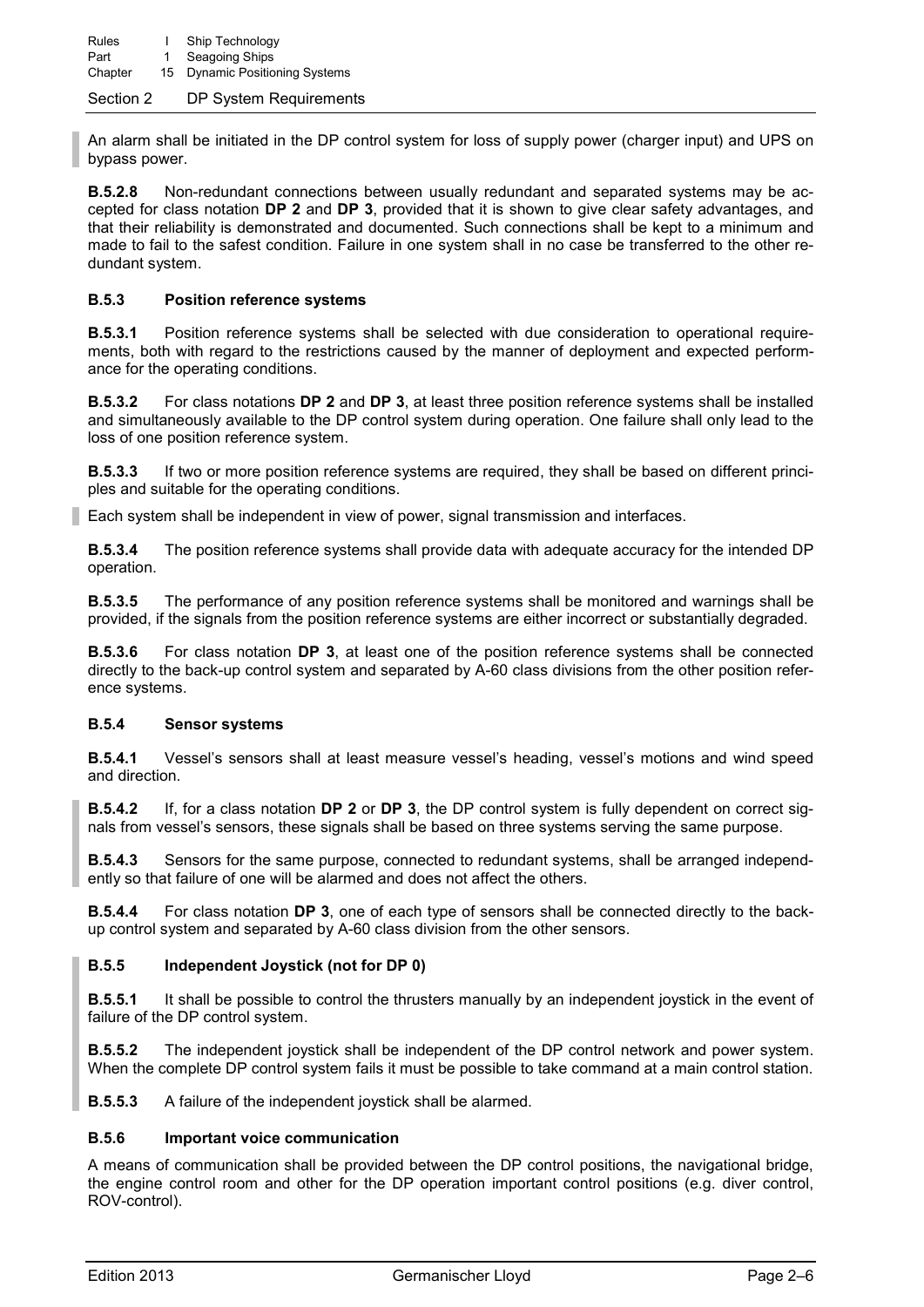An alarm shall be initiated in the DP control system for loss of supply power (charger input) and UPS on bypass power.

**B.5.2.8** Non-redundant connections between usually redundant and separated systems may be accepted for class notation **DP 2** and **DP 3**, provided that it is shown to give clear safety advantages, and that their reliability is demonstrated and documented. Such connections shall be kept to a minimum and made to fail to the safest condition. Failure in one system shall in no case be transferred to the other redundant system.

### B.5.3 Position reference systems

**B.5.3.1** Position reference systems shall be selected with due consideration to operational requirements, both with regard to the restrictions caused by the manner of deployment and expected performance for the operating conditions.

**B.5.3.2** For class notations **DP 2** and **DP 3**, at least three position reference systems shall be installed and simultaneously available to the DP control system during operation. One failure shall only lead to the loss of one position reference system.

**B.5.3.3** If two or more position reference systems are required, they shall be based on different principles and suitable for the operating conditions.

Each system shall be independent in view of power, signal transmission and interfaces.

**B.5.3.4** The position reference systems shall provide data with adequate accuracy for the intended DP operation.

**B.5.3.5** The performance of any position reference systems shall be monitored and warnings shall be provided, if the signals from the position reference systems are either incorrect or substantially degraded.

**B.5.3.6** For class notation **DP 3**, at least one of the position reference systems shall be connected directly to the back-up control system and separated by A-60 class divisions from the other position reference systems.

### B.5.4 Sensor systems

**B.5.4.1** Vessel's sensors shall at least measure vessel's heading, vessel's motions and wind speed and direction.

**B.5.4.2** If, for a class notation **DP 2** or **DP 3**, the DP control system is fully dependent on correct signals from vessel's sensors, these signals shall be based on three systems serving the same purpose.

**B.5.4.3** Sensors for the same purpose, connected to redundant systems, shall be arranged independently so that failure of one will be alarmed and does not affect the others.

**B.5.4.4** For class notation **DP 3**, one of each type of sensors shall be connected directly to the back-up control system and separated by A-60 class division from the other sensors.

### B.5.5 Independent Joystick (not for DP 0)

**B.5.5.1** It shall be possible to control the thrusters manually by an independent joystick in the event of failure of the DP control system.

**B.5.5.2** The independent joystick shall be independent of the DP control network and power system. When the complete DP control system fails it must be possible to take command at a main control station.

**B.5.5.3** A failure of the independent joystick shall be alarmed.

### B.5.6 Important voice communication

A means of communication shall be provided between the DP control positions, the navigational bridge, the engine control room and other for the DP operation important control positions (e.g. diver control, ROV-control).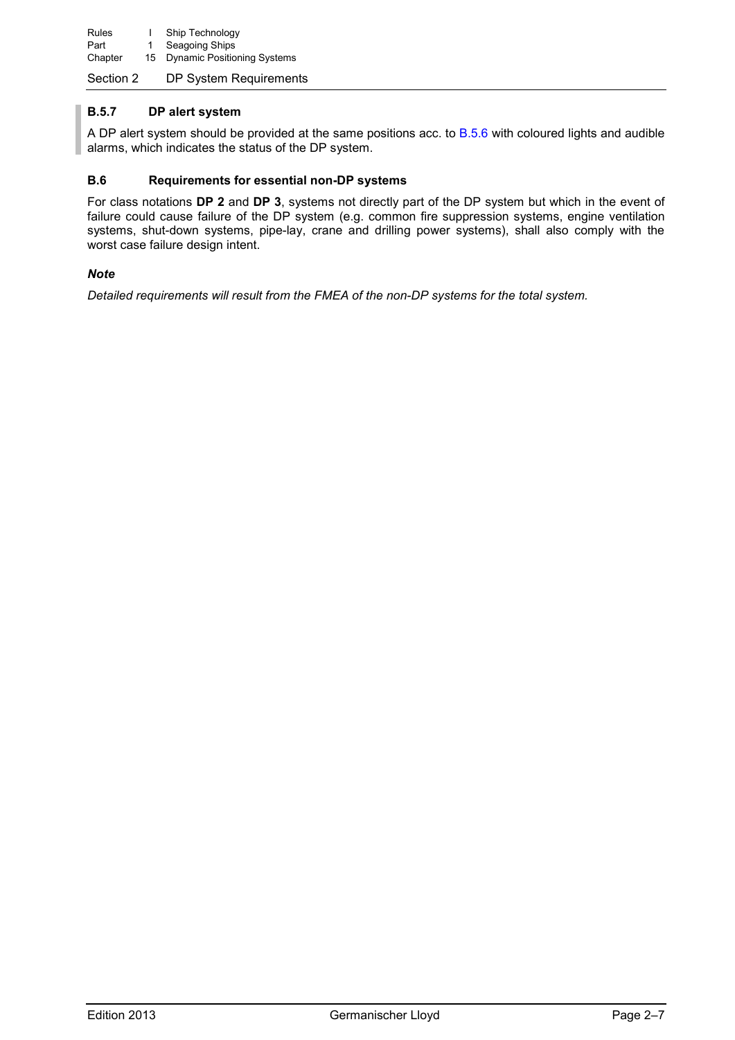### B.5.7 DP alert system

A DP alert system should be provided at the same positions acc. to B.5.6 with coloured lights and audible alarms, which indicates the status of the DP system.

### B.6 Requirements for essential non-DP systems

For class notations **DP 2** and **DP 3**, systems not directly part of the DP system but which in the event of failure could cause failure of the DP system (e.g. common fire suppression systems, engine ventilation systems, shut-down systems, pipe-lay, crane and drilling power systems), shall also comply with the worst case failure design intent.

***Note***

*Detailed requirements will result from the FMEA of the non-DP systems for the total system.*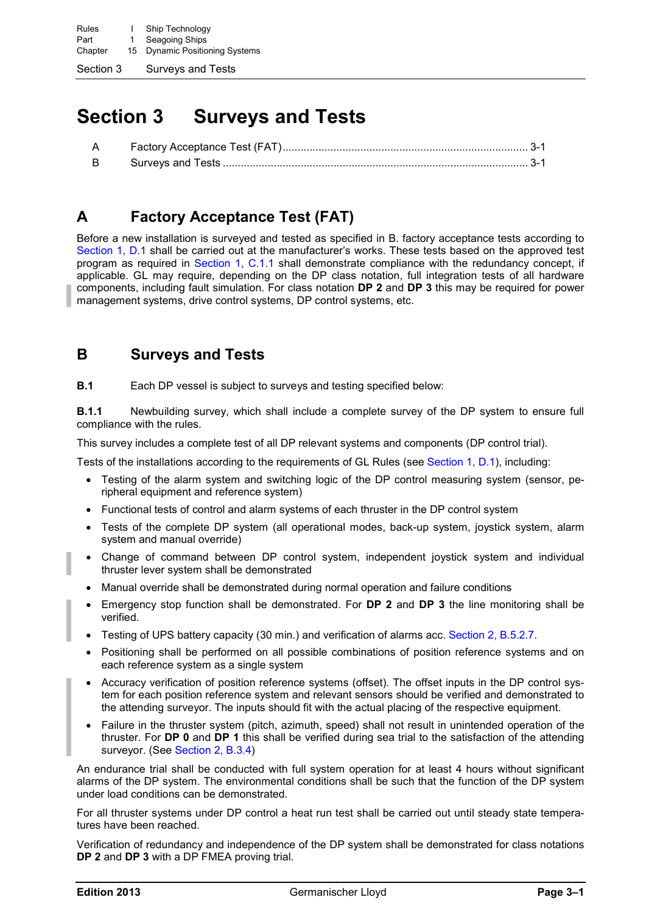# Section 3 Surveys and Tests

| | | |
|---|---|---|
| A | Factory Acceptance Test (FAT) | 3-1 |
| B | Surveys and Tests | 3-1 |

## A Factory Acceptance Test (FAT)

Before a new installation is surveyed and tested as specified in B. factory acceptance tests according to Section 1, D.1 shall be carried out at the manufacturer's works. These tests based on the approved test program as required in Section 1, C.1.1 shall demonstrate compliance with the redundancy concept, if applicable. GL may require, depending on the DP class notation, full integration tests of all hardware components, including fault simulation. For class notation **DP 2** and **DP 3** this may be required for power management systems, drive control systems, DP control systems, etc.

## B Surveys and Tests

**B.1** Each DP vessel is subject to surveys and testing specified below:

**B.1.1** Newbuilding survey, which shall include a complete survey of the DP system to ensure full compliance with the rules.

This survey includes a complete test of all DP relevant systems and components (DP control trial).

Tests of the installations according to the requirements of GL Rules (see Section 1, D.1), including:

- Testing of the alarm system and switching logic of the DP control measuring system (sensor, peripheral equipment and reference system)
- Functional tests of control and alarm systems of each thruster in the DP control system
- Tests of the complete DP system (all operational modes, back-up system, joystick system, alarm system and manual override)
- Change of command between DP control system, independent joystick system and individual thruster lever system shall be demonstrated
- Manual override shall be demonstrated during normal operation and failure conditions
- Emergency stop function shall be demonstrated. For **DP 2** and **DP 3** the line monitoring shall be verified.
- Testing of UPS battery capacity (30 min.) and verification of alarms acc. Section 2, B.5.2.7.
- Positioning shall be performed on all possible combinations of position reference systems and on each reference system as a single system
- Accuracy verification of position reference systems (offset). The offset inputs in the DP control system for each position reference system and relevant sensors should be verified and demonstrated to the attending surveyor. The inputs should fit with the actual placing of the respective equipment.
- Failure in the thruster system (pitch, azimuth, speed) shall not result in unintended operation of the thruster. For **DP 0** and **DP 1** this shall be verified during sea trial to the satisfaction of the attending surveyor. (See Section 2, B.3.4)

An endurance trial shall be conducted with full system operation for at least 4 hours without significant alarms of the DP system. The environmental conditions shall be such that the function of the DP system under load conditions can be demonstrated.

For all thruster systems under DP control a heat run test shall be carried out until steady state temperatures have been reached.

Verification of redundancy and independence of the DP system shall be demonstrated for class notations **DP 2** and **DP 3** with a DP FMEA proving trial.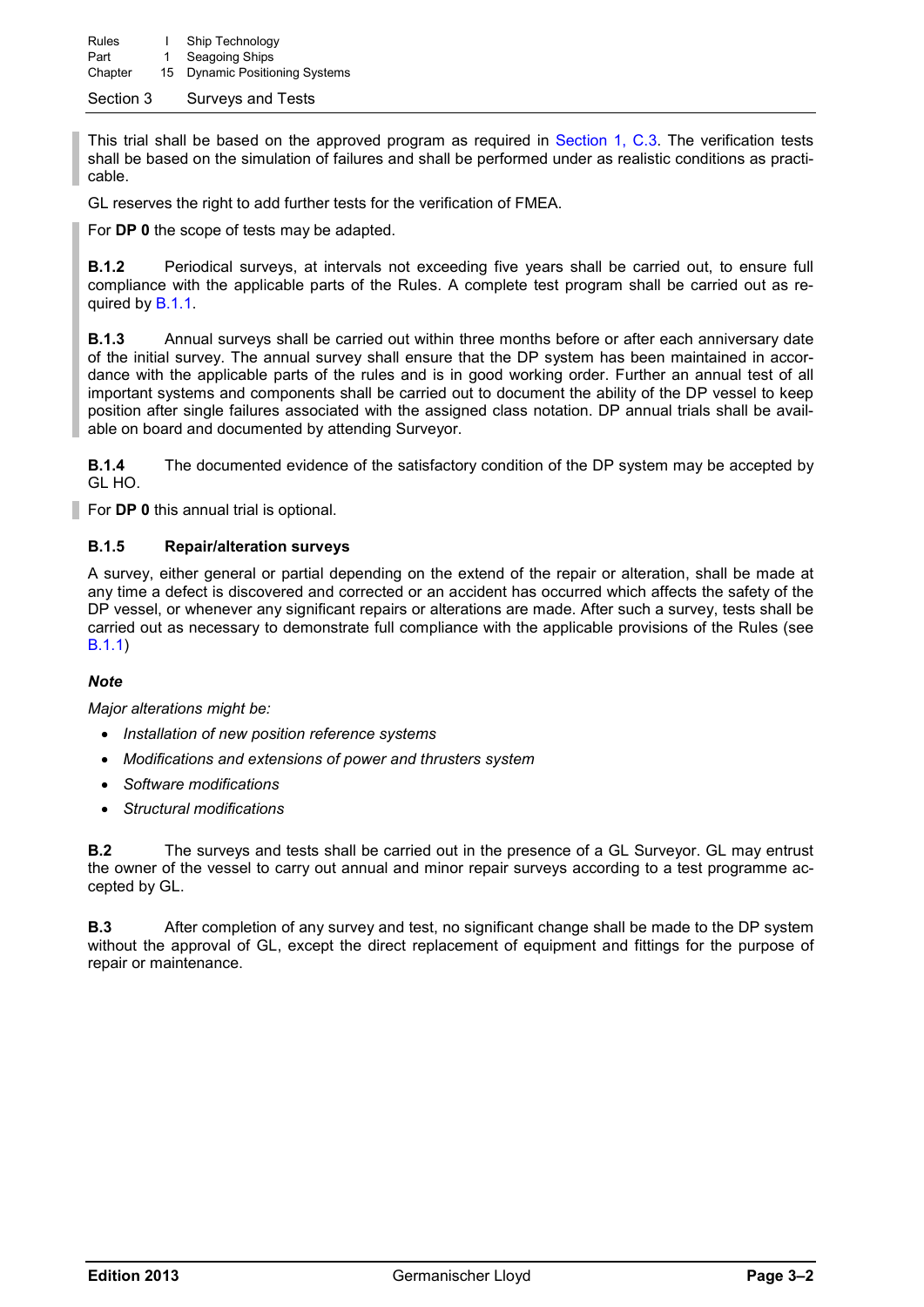This trial shall be based on the approved program as required in Section 1, C.3. The verification tests shall be based on the simulation of failures and shall be performed under as realistic conditions as practicable.

GL reserves the right to add further tests for the verification of FMEA.

For **DP 0** the scope of tests may be adapted.

**B.1.2** Periodical surveys, at intervals not exceeding five years shall be carried out, to ensure full compliance with the applicable parts of the Rules. A complete test program shall be carried out as required by B.1.1.

**B.1.3** Annual surveys shall be carried out within three months before or after each anniversary date of the initial survey. The annual survey shall ensure that the DP system has been maintained in accordance with the applicable parts of the rules and is in good working order. Further an annual test of all important systems and components shall be carried out to document the ability of the DP vessel to keep position after single failures associated with the assigned class notation. DP annual trials shall be available on board and documented by attending Surveyor.

**B.1.4** The documented evidence of the satisfactory condition of the DP system may be accepted by GL HO.

For **DP 0** this annual trial is optional.

**B.1.5 Repair/alteration surveys**

A survey, either general or partial depending on the extend of the repair or alteration, shall be made at any time a defect is discovered and corrected or an accident has occurred which affects the safety of the DP vessel, or whenever any significant repairs or alterations are made. After such a survey, tests shall be carried out as necessary to demonstrate full compliance with the applicable provisions of the Rules (see B.1.1)

***Note***

*Major alterations might be:*

- *Installation of new position reference systems*
- *Modifications and extensions of power and thrusters system*
- *Software modifications*
- *Structural modifications*

**B.2** The surveys and tests shall be carried out in the presence of a GL Surveyor. GL may entrust the owner of the vessel to carry out annual and minor repair surveys according to a test programme accepted by GL.

**B.3** After completion of any survey and test, no significant change shall be made to the DP system without the approval of GL, except the direct replacement of equipment and fittings for the purpose of repair or maintenance.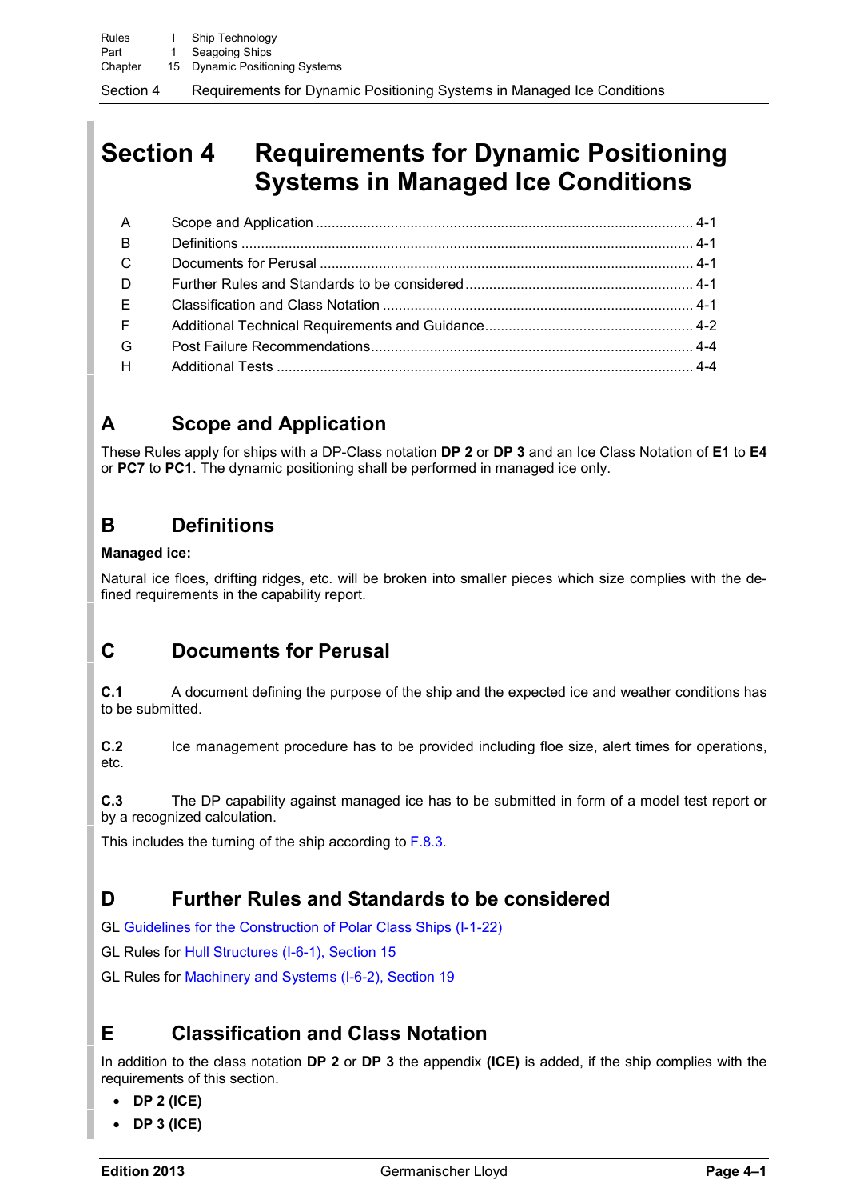# Section 4 Requirements for Dynamic Positioning Systems in Managed Ice Conditions

| | | |
|---|---|---|
| A | Scope and Application | 4-1 |
| B | Definitions | 4-1 |
| C | Documents for Perusal | 4-1 |
| D | Further Rules and Standards to be considered | 4-1 |
| E | Classification and Class Notation | 4-1 |
| F | Additional Technical Requirements and Guidance | 4-2 |
| G | Post Failure Recommendations | 4-4 |
| H | Additional Tests | 4-4 |

## A Scope and Application

These Rules apply for ships with a DP-Class notation **DP 2** or **DP 3** and an Ice Class Notation of **E1** to **E4** or **PC7** to **PC1**. The dynamic positioning shall be performed in managed ice only.

## B Definitions

**Managed ice:**

Natural ice floes, drifting ridges, etc. will be broken into smaller pieces which size complies with the defined requirements in the capability report.

## C Documents for Perusal

**C.1** A document defining the purpose of the ship and the expected ice and weather conditions has to be submitted.

**C.2** Ice management procedure has to be provided including floe size, alert times for operations, etc.

**C.3** The DP capability against managed ice has to be submitted in form of a model test report or by a recognized calculation.

This includes the turning of the ship according to F.8.3.

## D Further Rules and Standards to be considered

GL Guidelines for the Construction of Polar Class Ships (I-1-22)

GL Rules for Hull Structures (I-6-1), Section 15

GL Rules for Machinery and Systems (I-6-2), Section 19

## E Classification and Class Notation

In addition to the class notation **DP 2** or **DP 3** the appendix **(ICE)** is added, if the ship complies with the requirements of this section.

- **DP 2 (ICE)**
- **DP 3 (ICE)**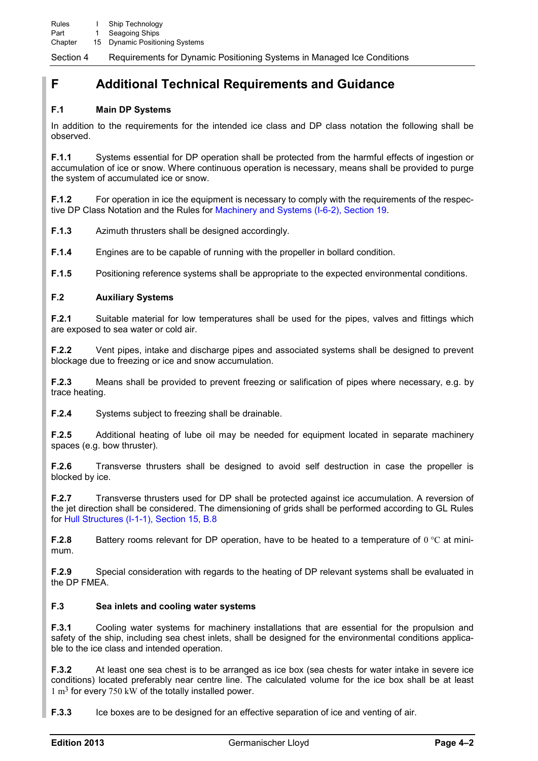## F Additional Technical Requirements and Guidance

### F.1 Main DP Systems

In addition to the requirements for the intended ice class and DP class notation the following shall be observed.

**F.1.1** Systems essential for DP operation shall be protected from the harmful effects of ingestion or accumulation of ice or snow. Where continuous operation is necessary, means shall be provided to purge the system of accumulated ice or snow.

**F.1.2** For operation in ice the equipment is necessary to comply with the requirements of the respective DP Class Notation and the Rules for Machinery and Systems (I-6-2), Section 19.

**F.1.3** Azimuth thrusters shall be designed accordingly.

**F.1.4** Engines are to be capable of running with the propeller in bollard condition.

**F.1.5** Positioning reference systems shall be appropriate to the expected environmental conditions.

### F.2 Auxiliary Systems

**F.2.1** Suitable material for low temperatures shall be used for the pipes, valves and fittings which are exposed to sea water or cold air.

**F.2.2** Vent pipes, intake and discharge pipes and associated systems shall be designed to prevent blockage due to freezing or ice and snow accumulation.

**F.2.3** Means shall be provided to prevent freezing or salification of pipes where necessary, e.g. by trace heating.

**F.2.4** Systems subject to freezing shall be drainable.

**F.2.5** Additional heating of lube oil may be needed for equipment located in separate machinery spaces (e.g. bow thruster).

**F.2.6** Transverse thrusters shall be designed to avoid self destruction in case the propeller is blocked by ice.

**F.2.7** Transverse thrusters used for DP shall be protected against ice accumulation. A reversion of the jet direction shall be considered. The dimensioning of grids shall be performed according to GL Rules for Hull Structures (I-1-1), Section 15, B.8

**F.2.8** Battery rooms relevant for DP operation, have to be heated to a temperature of $0\ °C$ at minimum.

**F.2.9** Special consideration with regards to the heating of DP relevant systems shall be evaluated in the DP FMEA.

### F.3 Sea inlets and cooling water systems

**F.3.1** Cooling water systems for machinery installations that are essential for the propulsion and safety of the ship, including sea chest inlets, shall be designed for the environmental conditions applicable to the ice class and intended operation.

**F.3.2** At least one sea chest is to be arranged as ice box (sea chests for water intake in severe ice conditions) located preferably near centre line. The calculated volume for the ice box shall be at least $1\ m^3$ for every $750\ kW$ of the totally installed power.

**F.3.3** Ice boxes are to be designed for an effective separation of ice and venting of air.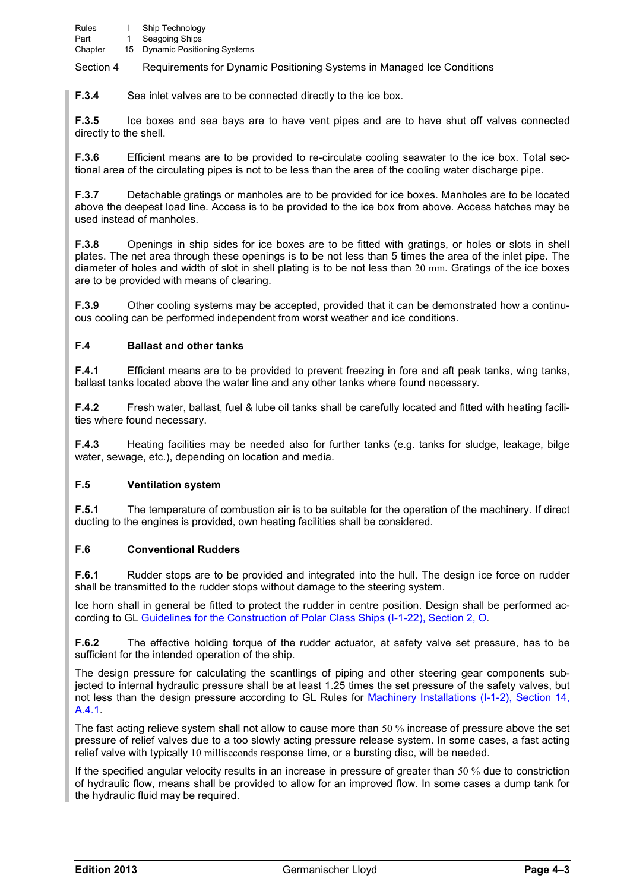**F.3.4** Sea inlet valves are to be connected directly to the ice box.

**F.3.5** Ice boxes and sea bays are to have vent pipes and are to have shut off valves connected directly to the shell.

**F.3.6** Efficient means are to be provided to re-circulate cooling seawater to the ice box. Total sectional area of the circulating pipes is not to be less than the area of the cooling water discharge pipe.

**F.3.7** Detachable gratings or manholes are to be provided for ice boxes. Manholes are to be located above the deepest load line. Access is to be provided to the ice box from above. Access hatches may be used instead of manholes.

**F.3.8** Openings in ship sides for ice boxes are to be fitted with gratings, or holes or slots in shell plates. The net area through these openings is to be not less than 5 times the area of the inlet pipe. The diameter of holes and width of slot in shell plating is to be not less than 20 mm. Gratings of the ice boxes are to be provided with means of clearing.

**F.3.9** Other cooling systems may be accepted, provided that it can be demonstrated how a continuous cooling can be performed independent from worst weather and ice conditions.

### F.4 Ballast and other tanks

**F.4.1** Efficient means are to be provided to prevent freezing in fore and aft peak tanks, wing tanks, ballast tanks located above the water line and any other tanks where found necessary.

**F.4.2** Fresh water, ballast, fuel & lube oil tanks shall be carefully located and fitted with heating facilities where found necessary.

**F.4.3** Heating facilities may be needed also for further tanks (e.g. tanks for sludge, leakage, bilge water, sewage, etc.), depending on location and media.

### F.5 Ventilation system

**F.5.1** The temperature of combustion air is to be suitable for the operation of the machinery. If direct ducting to the engines is provided, own heating facilities shall be considered.

### F.6 Conventional Rudders

**F.6.1** Rudder stops are to be provided and integrated into the hull. The design ice force on rudder shall be transmitted to the rudder stops without damage to the steering system.

Ice horn shall in general be fitted to protect the rudder in centre position. Design shall be performed according to GL Guidelines for the Construction of Polar Class Ships (I-1-22), Section 2, O.

**F.6.2** The effective holding torque of the rudder actuator, at safety valve set pressure, has to be sufficient for the intended operation of the ship.

The design pressure for calculating the scantlings of piping and other steering gear components subjected to internal hydraulic pressure shall be at least 1.25 times the set pressure of the safety valves, but not less than the design pressure according to GL Rules for Machinery Installations (I-1-2), Section 14, A.4.1.

The fast acting relieve system shall not allow to cause more than 50 % increase of pressure above the set pressure of relief valves due to a too slowly acting pressure release system. In some cases, a fast acting relief valve with typically 10 milliseconds response time, or a bursting disc, will be needed.

If the specified angular velocity results in an increase in pressure of greater than 50 % due to constriction of hydraulic flow, means shall be provided to allow for an improved flow. In some cases a dump tank for the hydraulic fluid may be required.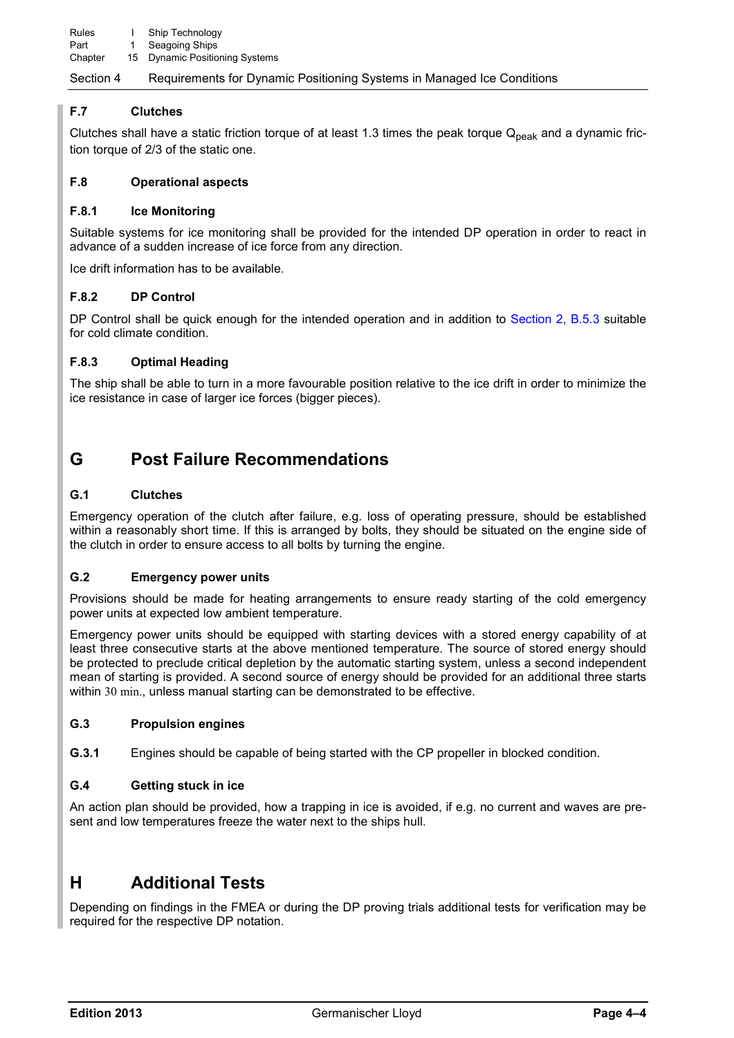### F.7 Clutches

Clutches shall have a static friction torque of at least 1.3 times the peak torque $Q_{peak}$ and a dynamic friction torque of 2/3 of the static one.

### F.8 Operational aspects

#### F.8.1 Ice Monitoring

Suitable systems for ice monitoring shall be provided for the intended DP operation in order to react in advance of a sudden increase of ice force from any direction.

Ice drift information has to be available.

#### F.8.2 DP Control

DP Control shall be quick enough for the intended operation and in addition to Section 2, B.5.3 suitable for cold climate condition.

#### F.8.3 Optimal Heading

The ship shall be able to turn in a more favourable position relative to the ice drift in order to minimize the ice resistance in case of larger ice forces (bigger pieces).

## G Post Failure Recommendations

### G.1 Clutches

Emergency operation of the clutch after failure, e.g. loss of operating pressure, should be established within a reasonably short time. If this is arranged by bolts, they should be situated on the engine side of the clutch in order to ensure access to all bolts by turning the engine.

### G.2 Emergency power units

Provisions should be made for heating arrangements to ensure ready starting of the cold emergency power units at expected low ambient temperature.

Emergency power units should be equipped with starting devices with a stored energy capability of at least three consecutive starts at the above mentioned temperature. The source of stored energy should be protected to preclude critical depletion by the automatic starting system, unless a second independent mean of starting is provided. A second source of energy should be provided for an additional three starts within 30 min., unless manual starting can be demonstrated to be effective.

### G.3 Propulsion engines

**G.3.1** Engines should be capable of being started with the CP propeller in blocked condition.

### G.4 Getting stuck in ice

An action plan should be provided, how a trapping in ice is avoided, if e.g. no current and waves are present and low temperatures freeze the water next to the ships hull.

## H Additional Tests

Depending on findings in the FMEA or during the DP proving trials additional tests for verification may be required for the respective DP notation.